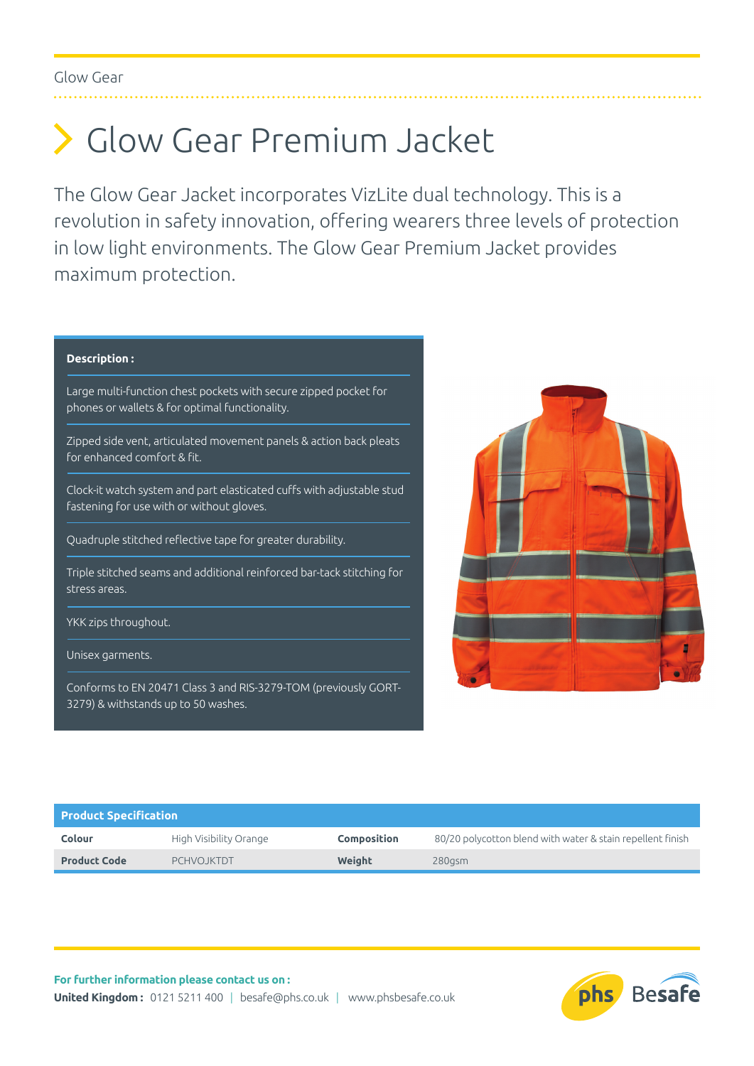Glow Gear

# Glow Gear Premium Jacket

The Glow Gear Jacket incorporates VizLite dual technology. This is a revolution in safety innovation, offering wearers three levels of protection in low light environments. The Glow Gear Premium Jacket provides maximum protection.

**Description :**

- Large multi-function chest pockets with secure zipped pocket for phones or wallets & for optimal functionality.
- Zipped side vent, articulated movement panels & action back pleats for enhanced comfort & fit.
- Clock-it watch system and part elasticated cuffs with adjustable stud fastening for use with or without gloves.
- Quadruple stitched reflective tape for greater durability.
- Triple stitched seams and additional reinforced bar-tack stitching for stress areas.
- YKK zips throughout.
- Unisex garments.
- Conforms to EN 20471 Class 3 and RIS-3279-TOM (previously GORT-3279) & withstands up to 50 washes.

| Product Specification | | | |
|---|---|---|---|
| **Colour** | High Visibility Orange | **Composition** | 80/20 polycotton blend with water & stain repellent finish |
| **Product Code** | PCHVOJKTDT | **Weight** | 280gsm |

**For further information please contact us on :**
**United Kingdom :** 0121 5211 400 | besafe@phs.co.uk | www.phsbesafe.co.uk

phs Besafe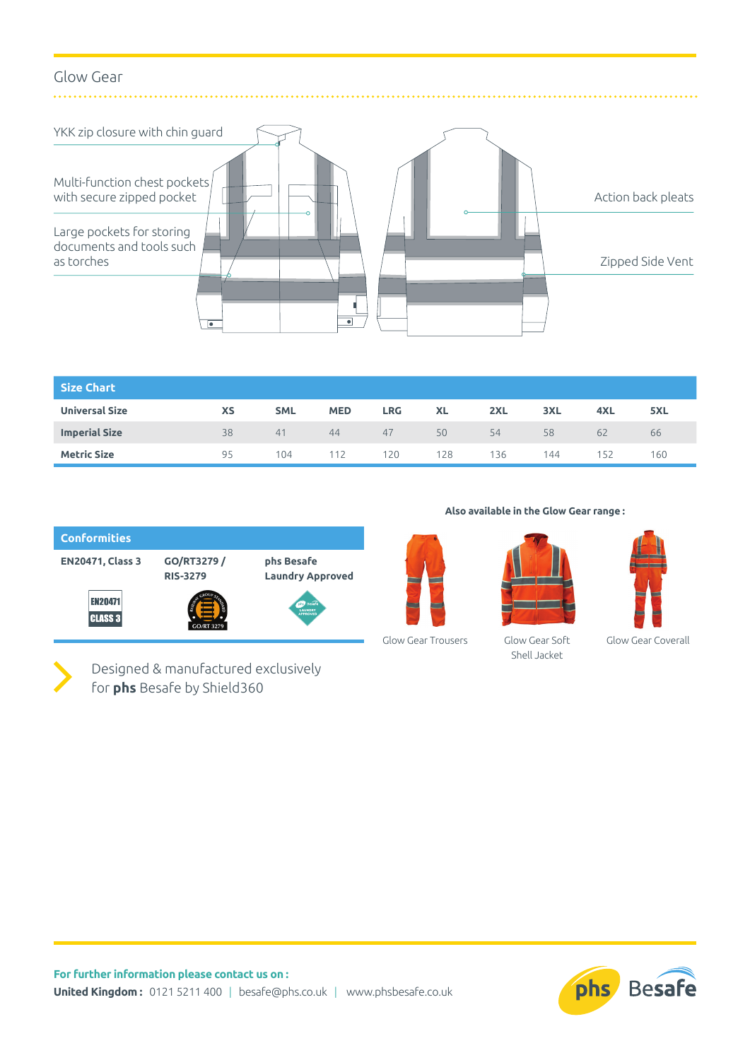## Glow Gear

YKK zip closure with chin guard

Multi-function chest pockets with secure zipped pocket

Large pockets for storing documents and tools such as torches

Action back pleats

Zipped Side Vent

| Size Chart | | | | | | | | | |
|---|---|---|---|---|---|---|---|---|---|
| **Universal Size** | **XS** | **SML** | **MED** | **LRG** | **XL** | **2XL** | **3XL** | **4XL** | **5XL** |
| **Imperial Size** | 38 | 41 | 44 | 47 | 50 | 54 | 58 | 62 | 66 |
| **Metric Size** | 95 | 104 | 112 | 120 | 128 | 136 | 144 | 152 | 160 |

| Conformities | | |
|---|---|---|
| **EN20471, Class 3** | **GO/RT3279 / RIS-3279** | **phs Besafe Laundry Approved** |

**Also available in the Glow Gear range :**

Glow Gear Trousers

Glow Gear Soft Shell Jacket

Glow Gear Coverall

Designed & manufactured exclusively for **phs** Besafe by Shield360

**For further information please contact us on :**

**United Kingdom :** 0121 5211 400 | besafe@phs.co.uk | www.phsbesafe.co.uk